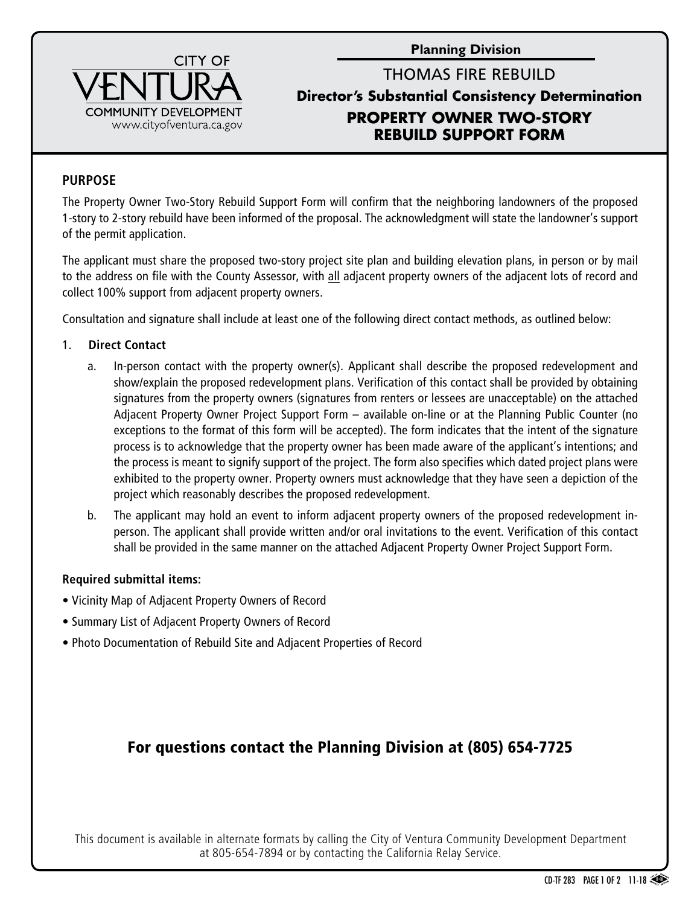CITY OF
VENTURA
COMMUNITY DEVELOPMENT
www.cityofventura.ca.gov

**Planning Division**

# THOMAS FIRE REBUILD

## Director's Substantial Consistency Determination

## PROPERTY OWNER TWO-STORY REBUILD SUPPORT FORM

### PURPOSE

The Property Owner Two-Story Rebuild Support Form will confirm that the neighboring landowners of the proposed 1-story to 2-story rebuild have been informed of the proposal. The acknowledgment will state the landowner's support of the permit application.

The applicant must share the proposed two-story project site plan and building elevation plans, in person or by mail to the address on file with the County Assessor, with all adjacent property owners of the adjacent lots of record and collect 100% support from adjacent property owners.

Consultation and signature shall include at least one of the following direct contact methods, as outlined below:

1. **Direct Contact**
   a. In-person contact with the property owner(s). Applicant shall describe the proposed redevelopment and show/explain the proposed redevelopment plans. Verification of this contact shall be provided by obtaining signatures from the property owners (signatures from renters or lessees are unacceptable) on the attached Adjacent Property Owner Project Support Form – available on-line or at the Planning Public Counter (no exceptions to the format of this form will be accepted). The form indicates that the intent of the signature process is to acknowledge that the property owner has been made aware of the applicant's intentions; and the process is meant to signify support of the project. The form also specifies which dated project plans were exhibited to the property owner. Property owners must acknowledge that they have seen a depiction of the project which reasonably describes the proposed redevelopment.

   b. The applicant may hold an event to inform adjacent property owners of the proposed redevelopment in-person. The applicant shall provide written and/or oral invitations to the event. Verification of this contact shall be provided in the same manner on the attached Adjacent Property Owner Project Support Form.

**Required submittal items:**

- Vicinity Map of Adjacent Property Owners of Record
- Summary List of Adjacent Property Owners of Record
- Photo Documentation of Rebuild Site and Adjacent Properties of Record

**For questions contact the Planning Division at (805) 654-7725**

This document is available in alternate formats by calling the City of Ventura Community Development Department at 805-654-7894 or by contacting the California Relay Service.

CD-TF 283 11-18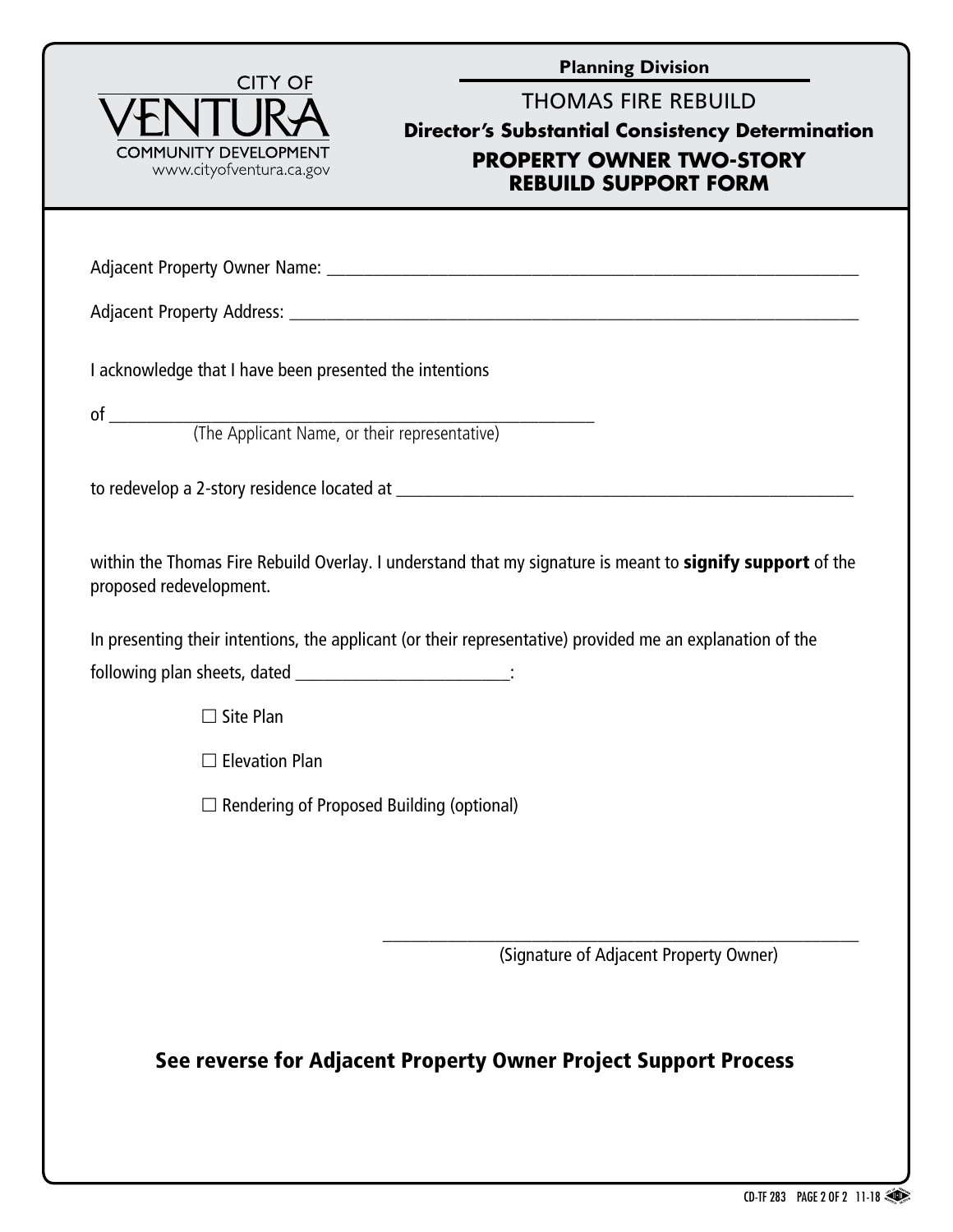CITY OF VENTURA
COMMUNITY DEVELOPMENT
www.cityofventura.ca.gov

**Planning Division**

THOMAS FIRE REBUILD

**Director's Substantial Consistency Determination**

# PROPERTY OWNER TWO-STORY REBUILD SUPPORT FORM

Adjacent Property Owner Name: ______________________________________________________________

Adjacent Property Address: _________________________________________________________________

I acknowledge that I have been presented the intentions

of ________________________________________________________
(The Applicant Name, or their representative)

to redevelop a 2-story residence located at ____________________________________________________

within the Thomas Fire Rebuild Overlay. I understand that my signature is meant to **signify support** of the proposed redevelopment.

In presenting their intentions, the applicant (or their representative) provided me an explanation of the following plan sheets, dated _________________________:

☐ Site Plan

☐ Elevation Plan

☐ Rendering of Proposed Building (optional)

________________________________________________________
(Signature of Adjacent Property Owner)

**See reverse for Adjacent Property Owner Project Support Process**

CD-TF 283 11-18